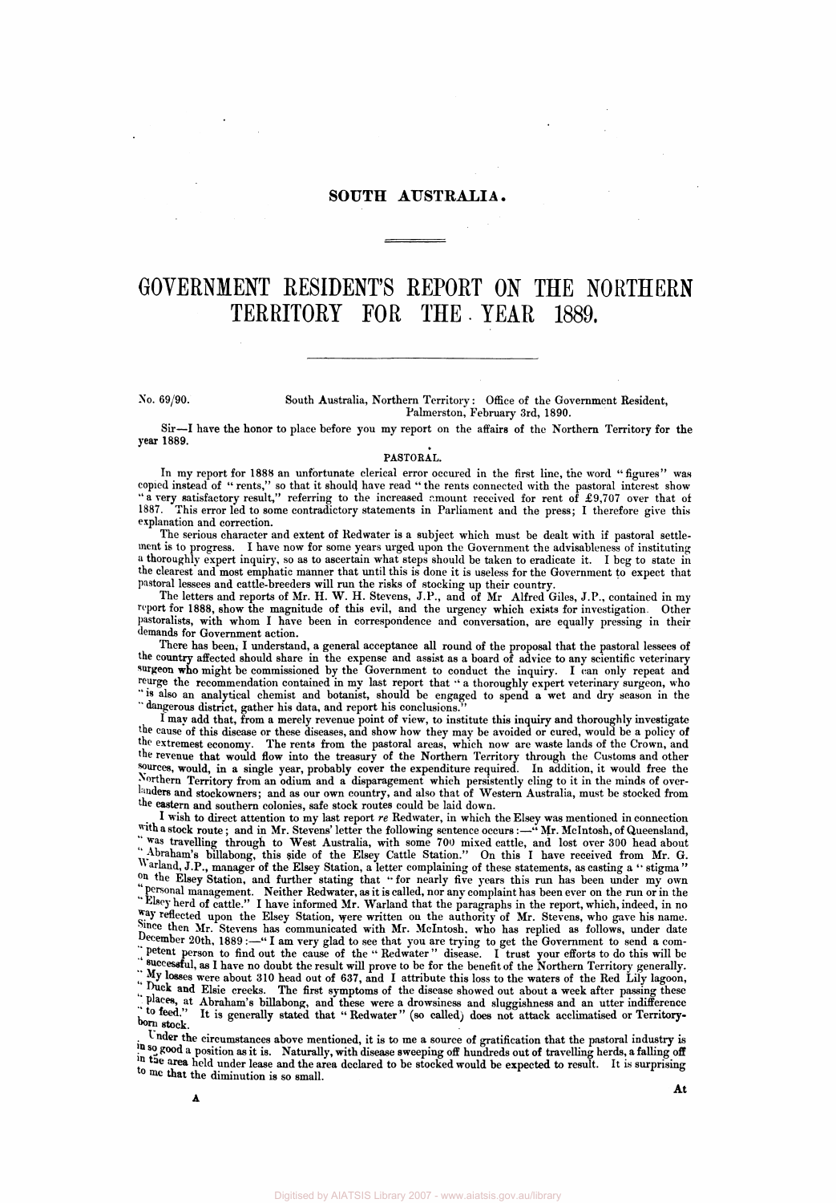## SOUTH AUSTRALIA.

# GOVERNMENT RESIDENT'S REPORT ON THE NORTHERN TERRITORY FOR THE YEAR 1889.

No. 69/90. South Australia, Northern Territory: Office of the Government Resident, Palmerston, February 3rd, 1890.

Sir—I have the honor to place before you my report on the affairs of the Northern Territory for the year 1889.

### PASTORAL.

In my report for 1888 an unfortunate clerical error occured in the first line, the word "figures" was copied instead of "rents," so that it should have read "the rents connected with the pastoral interest show "a very satisfactory result," referring to the increased amount received for rent of £9,707 over that of 1887. This error led to some contradictory statements in Parliament and the press; I therefore give this explanation and correction.

The serious character and extent of Redwater is a subject which must be dealt with if pastoral settlement is to progress. I have now for some years urged upon the Government the advisableness of instituting a thoroughly expert inquiry, so as to ascertain what steps should be taken to eradicate it. I beg to state in the clearest and most emphatic manner that until this is done it is useless for the Government to expect that pastoral lessees and cattle-breeders will run the risks of stocking up their country.

The letters and reports of Mr. H. W. H. Stevens, J.P., and of Mr Alfred Giles, J.P., contained in my report for 1888, show the magnitude of this evil, and the urgency which exists for investigation. Other pastoralists, with whom I have been in correspondence and conversation, are equally pressing in their demands for Government action.

There has been, I understand, a general acceptance all round of the proposal that the pastoral lessees of the country affected should share in the expense and assist as a board of advice to any scientific veterinary surgeon who might be commissioned by the Government to conduct the inquiry. I can only repeat and reurge the recommendation contained in my last report that "a thoroughly expert veterinary surgeon, who "is also an analytical chemist and botanist, should be engaged to spend a wet and dry season in the "dangerous district, gather his data, and report his conclusions."

I may add that, from a merely revenue point of view, to institute this inquiry and thoroughly investigate the cause of this disease or these diseases, and show how they may be avoided or cured, would be a policy of the extremest economy. The rents from the pastoral areas, which now are waste lands of the Crown, and the revenue that would flow into the treasury of the Northern Territory through the Customs and other sources, would, in a single year, probably cover the expenditure required. In addition, it would free the Northern Territory from an odium and a disparagement which persistently cling to it in the minds of overlanders and stockowners; and as our own country, and also that of Western Australia, must be stocked from the eastern and southern colonies, safe stock routes could be laid down.

I wish to direct attention to my last report *re* Redwater, in which the Elsey was mentioned in connection with a stock route; and in Mr. Stevens' letter the following sentence occurs:—"Mr. McIntosh, of Queensland, "was travelling through to West Australia, with some 700 mixed cattle, and lost over 300 head about "Abraham's billabong, this side of the Elsey Cattle Station." On this I have received from Mr. G. Warland, J.P., manager of the Elsey Station, a letter complaining of these statements, as casting a "stigma" on the Elsey Station, and further stating that "for nearly five years this run has been under my own "personal management. Neither Redwater, as it is called, nor any complaint has been ever on the run or in the "Elsey herd of cattle." I have informed Mr. Warland that the paragraphs in the report, which, indeed, in no way reflected upon the Elsey Station, were written on the authority of Mr. Stevens, who gave his name. Since then Mr. Stevens has communicated with Mr. McIntosh, who has replied as follows, under date December 20th, 1889:—"I am very glad to see that you are trying to get the Government to send a competent person to find out the cause of the "Redwater" disease. I trust your efforts to do this will be "successful, as I have no doubt the result will prove to be for the benefit of the Northern Territory generally. "My losses were about 310 head out of 637, and I attribute this loss to the waters of the Red Lily lagoon, "Duck and Elsie creeks. The first symptoms of the disease showed out about a week after passing these "places, at Abraham's billabong, and these were a drowsiness and sluggishness and an utter indifference "to feed." It is generally stated that "Redwater" (so called) does not attack acclimatised or Territory-born stock.

Under the circumstances above mentioned, it is to me a source of gratification that the pastoral industry is in so good a position as it is. Naturally, with disease sweeping off hundreds out of travelling herds, a falling off in the area held under lease and the area declared to be stocked would be expected to result. It is surprising to me that the diminution is so small.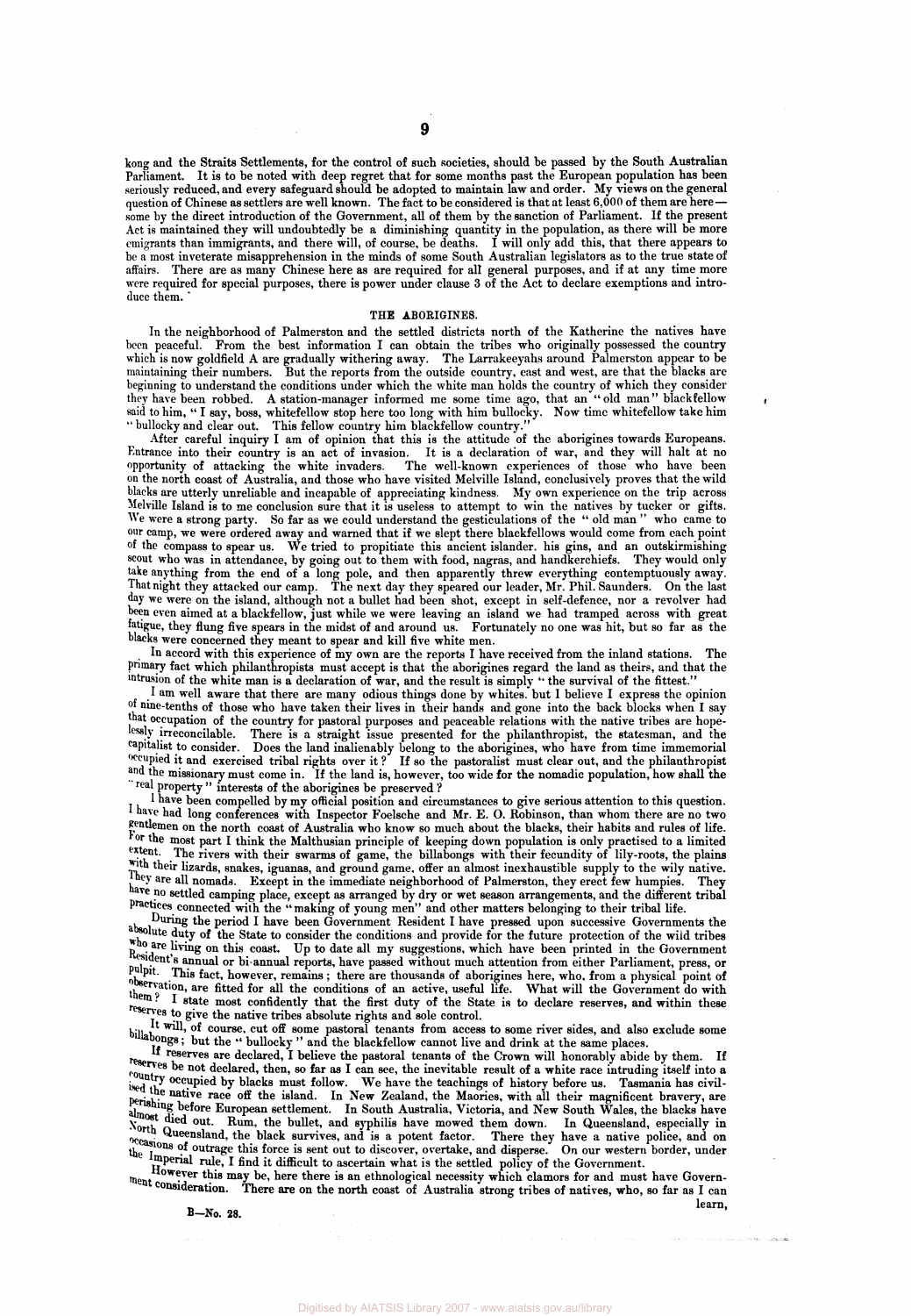kong and the Straits Settlements, for the control of such societies, should be passed by the South Australian Parliament. It is to be noted with deep regret that for some months past the European population has been seriously reduced, and every safeguard should be adopted to maintain law and order. My views on the general question of Chinese as settlers are well known. The fact to be considered is that at least 6,000 of them are here—some by the direct introduction of the Government, all of them by the sanction of Parliament. If the present Act is maintained they will undoubtedly be a diminishing quantity in the population, as there will be more emigrants than immigrants, and there will, of course, be deaths. I will only add this, that there appears to be a most inveterate misapprehension in the minds of some South Australian legislators as to the true state of affairs. There are as many Chinese here as are required for all general purposes, and if at any time more were required for special purposes, there is power under clause 3 of the Act to declare exemptions and introduce them.

## THE ABORIGINES.

In the neighborhood of Palmerston and the settled districts north of the Katherine the natives have been peaceful. From the best information I can obtain the tribes who originally possessed the country which is now goldfield A are gradually withering away. The Larrakeeyahs around Palmerston appear to be maintaining their numbers. But the reports from the outside country, east and west, are that the blacks are beginning to understand the conditions under which the white man holds the country of which they consider they have been robbed. A station-manager informed me some time ago, that an "old man" blackfellow said to him, "I say, boss, whitefellow stop here too long with him bullocky. Now time whitefellow take him "bullocky and clear out. This fellow country him blackfellow country."

After careful inquiry I am of opinion that this is the attitude of the aborigines towards Europeans. Entrance into their country is an act of invasion. It is a declaration of war, and they will halt at no opportunity of attacking the white invaders. The well-known experiences of those who have been on the north coast of Australia, and those who have visited Melville Island, conclusively proves that the wild blacks are utterly unreliable and incapable of appreciating kindness. My own experience on the trip across Melville Island is to me conclusion sure that it is useless to attempt to win the natives by tucker or gifts. We were a strong party. So far as we could understand the gesticulations of the "old man" who came to our camp, we were ordered away and warned that if we slept there blackfellows would come from each point of the compass to spear us. We tried to propitiate this ancient islander, his gins, and an outskirmishing scout who was in attendance, by going out to them with food, nagras, and handkerchiefs. They would only take anything from the end of a long pole, and then apparently threw everything contemptuously away. That night they attacked our camp. The next day they speared our leader, Mr. Phil. Saunders. On the last day we were on the island, although not a bullet had been shot, except in self-defence, nor a revolver had been even aimed at a blackfellow, just while we were leaving an island we had tramped across with great fatigue, they flung five spears in the midst of and around us. Fortunately no one was hit, but so far as the blacks were concerned they meant to spear and kill five white men.

In accord with this experience of my own are the reports I have received from the inland stations. The primary fact which philanthropists must accept is that the aborigines regard the land as theirs, and that the intrusion of the white man is a declaration of war, and the result is simply "the survival of the fittest."

I am well aware that there are many odious things done by whites, but I believe I express the opinion of nine-tenths of those who have taken their lives in their hands and gone into the back blocks when I say that occupation of the country for pastoral purposes and peaceable relations with the native tribes are hopelessly irreconcilable. There is a straight issue presented for the philanthropist, the statesman, and the capitalist to consider. Does the land inalienably belong to the aborigines, who have from time immemorial occupied it and exercised tribal rights over it? If so the pastoralist must clear out, and the philanthropist and the missionary must come in. If the land is, however, too wide for the nomadic population, how shall the "real property" interests of the aborigines be preserved?

I have been compelled by my official position and circumstances to give serious attention to this question. I have had long conferences with Inspector Foelsche and Mr. E. O. Robinson, than whom there are no two gentlemen on the north coast of Australia who know so much about the blacks, their habits and rules of life. For the most part I think the Malthusian principle of keeping down population is only practised to a limited extent. The rivers with their swarms of game, the billabongs with their fecundity of lily-roots, the plains with their lizards, snakes, iguanas, and ground game, offer an almost inexhaustible supply to the wily native. They are all nomads. Except in the immediate neighborhood of Palmerston, they erect few humpies. They have no settled camping place, except as arranged by dry or wet season arrangements, and the different tribal practices connected with the "making of young men" and other matters belonging to their tribal life.

During the period I have been Government Resident I have pressed upon successive Governments the absolute duty of the State to consider the conditions and provide for the future protection of the wild tribes who are living on this coast. Up to date all my suggestions, which have been printed in the Government Resident's annual or bi-annual reports, have passed without much attention from either Parliament, press, or pulpit. This fact, however, remains; there are thousands of aborigines here, who, from a physical point of observation, are fitted for all the conditions of an active, useful life. What will the Government do with them? I state most confidently that the first duty of the State is to declare reserves, and within these reserves to give the native tribes absolute rights and sole control.

It will, of course, cut off some pastoral tenants from access to some river sides, and also exclude some billabongs; but the "bullocky" and the blackfellow cannot live and drink at the same places.

If reserves are declared, I believe the pastoral tenants of the Crown will honorably abide by them. If reserves be not declared, then, so far as I can see, the inevitable result of a white race intruding itself into a country occupied by blacks must follow. We have the teachings of history before us. Tasmania has civilised the native race off the island. In New Zealand, the Maories, with all their magnificent bravery, are perishing before European settlement. In South Australia, Victoria, and New South Wales, the blacks have almost died out. Rum, the bullet, and syphilis have mowed them down. In Queensland, especially in North Queensland, the black survives, and is a potent factor. There they have a native police, and on occasions of outrage this force is sent out to discover, overtake, and disperse. On our western border, under the Imperial rule, I find it difficult to ascertain what is the settled policy of the Government.

However this may be, here there is an ethnological necessity which clamors for and must have Government consideration. There are on the north coast of Australia strong tribes of natives, who, so far as I can learn,

B—No. 28.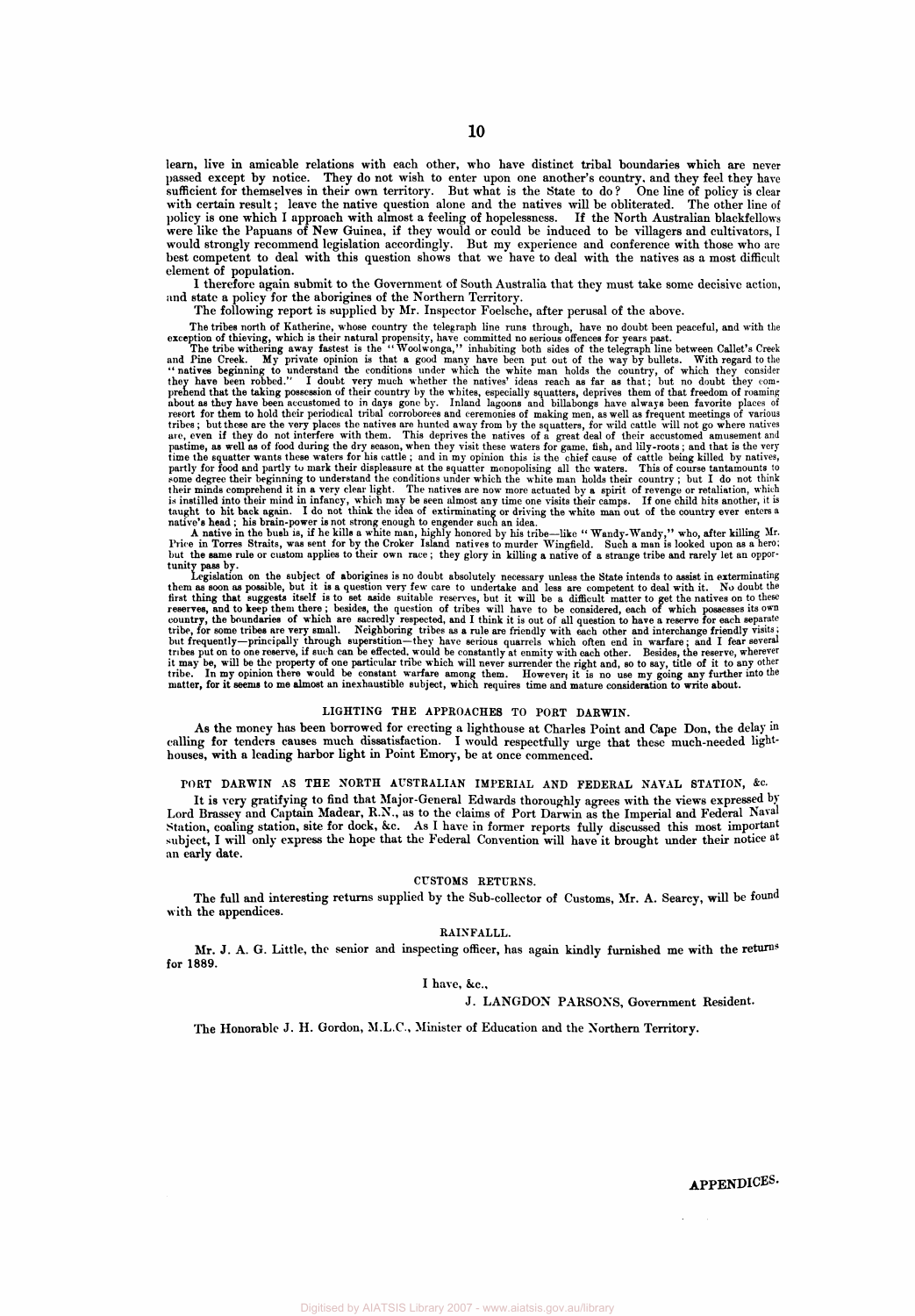learn, live in amicable relations with each other, who have distinct tribal boundaries which are never passed except by notice. They do not wish to enter upon one another's country, and they feel they have sufficient for themselves in their own territory. But what is the State to do? One line of policy is clear with certain result; leave the native question alone and the natives will be obliterated. The other line of policy is one which I approach with almost a feeling of hopelessness. If the North Australian blackfellows were like the Papuans of New Guinea, if they would or could be induced to be villagers and cultivators, I would strongly recommend legislation accordingly. But my experience and conference with those who are best competent to deal with this question shows that we have to deal with the natives as a most difficult element of population.

I therefore again submit to the Government of South Australia that they must take some decisive action, and state a policy for the aborigines of the Northern Territory.

The following report is supplied by Mr. Inspector Foelsche, after perusal of the above.

The tribes north of Katherine, whose country the telegraph line runs through, have no doubt been peaceful, and with the exception of thieving, which is their natural propensity, have committed no serious offences for years past.

The tribe withering away fastest is the "Woolwonga," inhabiting both sides of the telegraph line between Callet's Creek and Pine Creek. My private opinion is that a good many have been put out of the way by bullets. With regard to the "natives beginning to understand the conditions under which the white man holds the country, of which they consider they have been robbed." I doubt very much whether the natives' ideas reach as far as that; but no doubt they comprehend that the taking possession of their country by the whites, especially squatters, deprives them of that freedom of roaming about as they have been accustomed to in days gone by. Inland lagoons and billabongs have always been favorite places of resort for them to hold their periodical tribal corroborees and ceremonies of making men, as well as frequent meetings of various tribes; but these are the very places the natives are hunted away from by the squatters, for wild cattle will not go where natives are, even if they do not interfere with them. This deprives the natives of a great deal of their accustomed amusement and pastime, as well as of food during the dry season, when they visit these waters for game, fish, and lily-roots; and that is the very time the squatter wants these waters for his cattle; and in my opinion this is the chief cause of cattle being killed by natives, partly for food and partly to mark their displeasure at the squatter monopolising all the waters. This of course tantamounts to some degree their beginning to understand the conditions under which the white man holds their country; but I do not think their minds comprehend it in a very clear light. The natives are now more actuated by a spirit of revenge or retaliation, which is instilled into their mind in infancy, which may be seen almost any time one visits their camps. If one child hits another, it is taught to hit back again. I do not think the idea of extirminating or driving the white man out of the country ever enters a native's head; his brain-power is not strong enough to engender such an idea.

A native in the bush is, if he kills a white man, highly honored by his tribe—like "Wandy-Wandy," who, after killing Mr. Price in Torres Straits, was sent for by the Croker Island natives to murder Wingfield. Such a man is looked upon as a hero; but the same rule or custom applies to their own race; they glory in killing a native of a strange tribe and rarely let an opportunity pass by.

Legislation on the subject of aborigines is no doubt absolutely necessary unless the State intends to assist in exterminating them as soon as possible, but it is a question very few care to undertake and less are competent to deal with it. No doubt the first thing that suggests itself is to set aside suitable reserves, but it will be a difficult matter to get the natives on to these reserves, and to keep them there; besides, the question of tribes will have to be considered, each of which possesses its own country, the boundaries of which are sacredly respected, and I think it is out of all question to have a reserve for each separate tribe, for some tribes are very small. Neighboring tribes as a rule are friendly with each other and interchange friendly visits; but frequently—principally through superstition—they have serious quarrels which often end in warfare; and I fear several tribes put on to one reserve, if such can be effected, would be constantly at enmity with each other. Besides, the reserve, wherever it may be, will be the property of one particular tribe which will never surrender the right and, so to say, title of it to any other tribe. In my opinion there would be constant warfare among them. However, it is no use my going any further into the matter, for it seems to me almost an inexhaustible subject, which requires time and mature consideration to write about.

## LIGHTING THE APPROACHES TO PORT DARWIN.

As the money has been borrowed for erecting a lighthouse at Charles Point and Cape Don, the delay in calling for tenders causes much dissatisfaction. I would respectfully urge that these much-needed lighthouses, with a leading harbor light in Point Emory, be at once commenced.

## PORT DARWIN AS THE NORTH AUSTRALIAN IMPERIAL AND FEDERAL NAVAL STATION, &c.

It is very gratifying to find that Major-General Edwards thoroughly agrees with the views expressed by Lord Brassey and Captain Madear, R.N., as to the claims of Port Darwin as the Imperial and Federal Naval Station, coaling station, site for dock, &c. As I have in former reports fully discussed this most important subject, I will only express the hope that the Federal Convention will have it brought under their notice at an early date.

## CUSTOMS RETURNS.

The full and interesting returns supplied by the Sub-collector of Customs, Mr. A. Searcy, will be found with the appendices.

## RAINFALLL.

Mr. J. A. G. Little, the senior and inspecting officer, has again kindly furnished me with the returns for 1889.

I have, &c.,

J. LANGDON PARSONS, Government Resident.

The Honorable J. H. Gordon, M.L.C., Minister of Education and the Northern Territory.

APPENDICES.